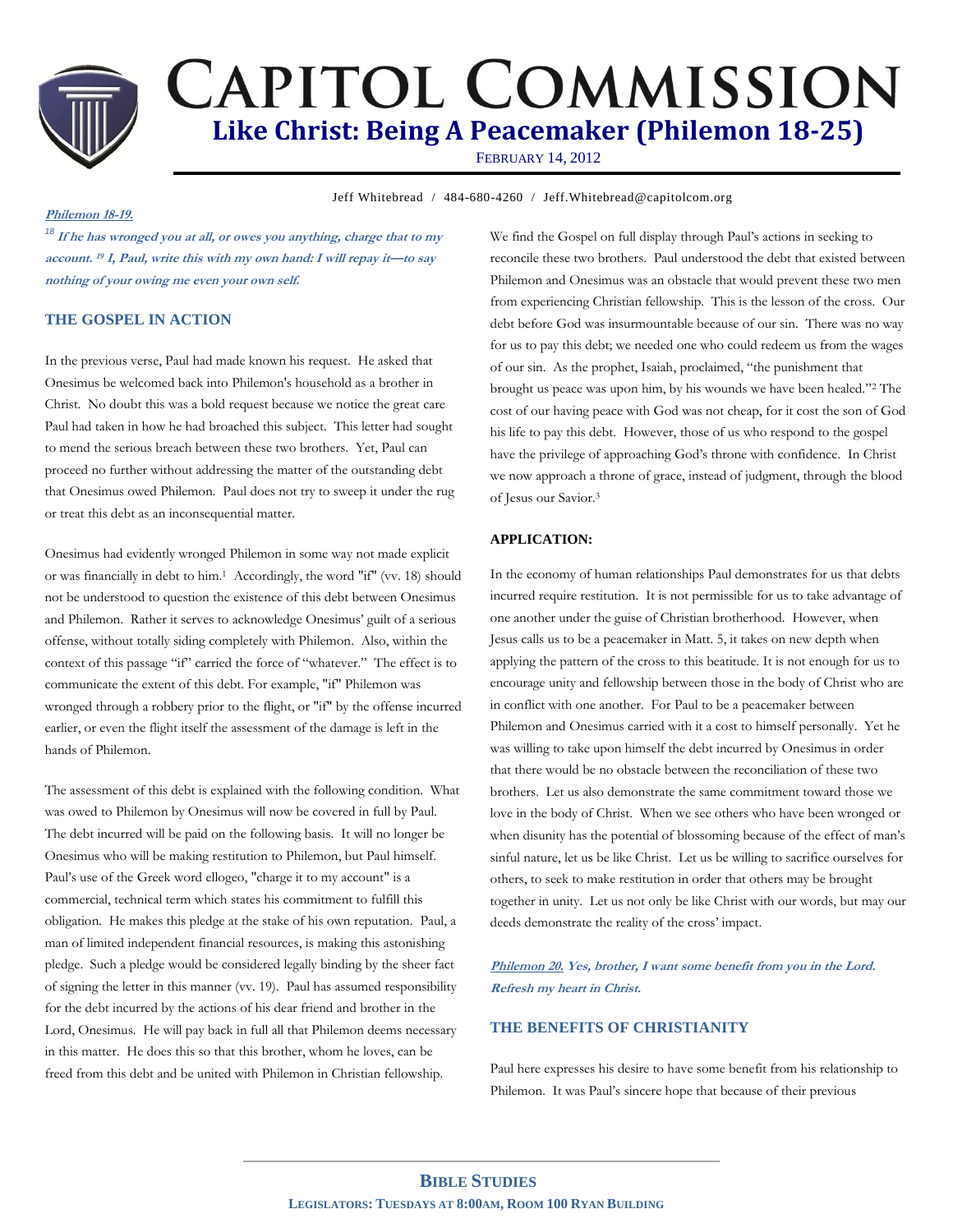# Capitol Commission

## Like Christ: Being A Peacemaker (Philemon 18-25)

February 14, 2012

Jeff Whitebread / 484-680-4260 / Jeff.Whitebread@capitolcom.org

***Philemon 18-19.***

***[18] If he has wronged you at all, or owes you anything, charge that to my account. [19] I, Paul, write this with my own hand: I will repay it—to say nothing of your owing me even your own self.***

### THE GOSPEL IN ACTION

In the previous verse, Paul had made known his request. He asked that Onesimus be welcomed back into Philemon's household as a brother in Christ. No doubt this was a bold request because we notice the great care Paul had taken in how he had broached this subject. This letter had sought to mend the serious breach between these two brothers. Yet, Paul can proceed no further without addressing the matter of the outstanding debt that Onesimus owed Philemon. Paul does not try to sweep it under the rug or treat this debt as an inconsequential matter.

Onesimus had evidently wronged Philemon in some way not made explicit or was financially in debt to him.[1] Accordingly, the word "if" (vv. 18) should not be understood to question the existence of this debt between Onesimus and Philemon. Rather it serves to acknowledge Onesimus' guilt of a serious offense, without totally siding completely with Philemon. Also, within the context of this passage "if" carried the force of "whatever." The effect is to communicate the extent of this debt. For example, "if" Philemon was wronged through a robbery prior to the flight, or "if" by the offense incurred earlier, or even the flight itself the assessment of the damage is left in the hands of Philemon.

The assessment of this debt is explained with the following condition. What was owed to Philemon by Onesimus will now be covered in full by Paul. The debt incurred will be paid on the following basis. It will no longer be Onesimus who will be making restitution to Philemon, but Paul himself. Paul's use of the Greek word ellogeo, "charge it to my account" is a commercial, technical term which states his commitment to fulfill this obligation. He makes this pledge at the stake of his own reputation. Paul, a man of limited independent financial resources, is making this astonishing pledge. Such a pledge would be considered legally binding by the sheer fact of signing the letter in this manner (vv. 19). Paul has assumed responsibility for the debt incurred by the actions of his dear friend and brother in the Lord, Onesimus. He will pay back in full all that Philemon deems necessary in this matter. He does this so that this brother, whom he loves, can be freed from this debt and be united with Philemon in Christian fellowship.

We find the Gospel on full display through Paul's actions in seeking to reconcile these two brothers. Paul understood the debt that existed between Philemon and Onesimus was an obstacle that would prevent these two men from experiencing Christian fellowship. This is the lesson of the cross. Our debt before God was insurmountable because of our sin. There was no way for us to pay this debt; we needed one who could redeem us from the wages of our sin. As the prophet, Isaiah, proclaimed, "the punishment that brought us peace was upon him, by his wounds we have been healed."[2] The cost of our having peace with God was not cheap, for it cost the son of God his life to pay this debt. However, those of us who respond to the gospel have the privilege of approaching God's throne with confidence. In Christ we now approach a throne of grace, instead of judgment, through the blood of Jesus our Savior.[3]

#### APPLICATION:

In the economy of human relationships Paul demonstrates for us that debts incurred require restitution. It is not permissible for us to take advantage of one another under the guise of Christian brotherhood. However, when Jesus calls us to be a peacemaker in Matt. 5, it takes on new depth when applying the pattern of the cross to this beatitude. It is not enough for us to encourage unity and fellowship between those in the body of Christ who are in conflict with one another. For Paul to be a peacemaker between Philemon and Onesimus carried with it a cost to himself personally. Yet he was willing to take upon himself the debt incurred by Onesimus in order that there would be no obstacle between the reconciliation of these two brothers. Let us also demonstrate the same commitment toward those we love in the body of Christ. When we see others who have been wronged or when disunity has the potential of blossoming because of the effect of man's sinful nature, let us be like Christ. Let us be willing to sacrifice ourselves for others, to seek to make restitution in order that others may be brought together in unity. Let us not only be like Christ with our words, but may our deeds demonstrate the reality of the cross' impact.

***Philemon 20. Yes, brother, I want some benefit from you in the Lord. Refresh my heart in Christ.***

### THE BENEFITS OF CHRISTIANITY

Paul here expresses his desire to have some benefit from his relationship to Philemon. It was Paul's sincere hope that because of their previous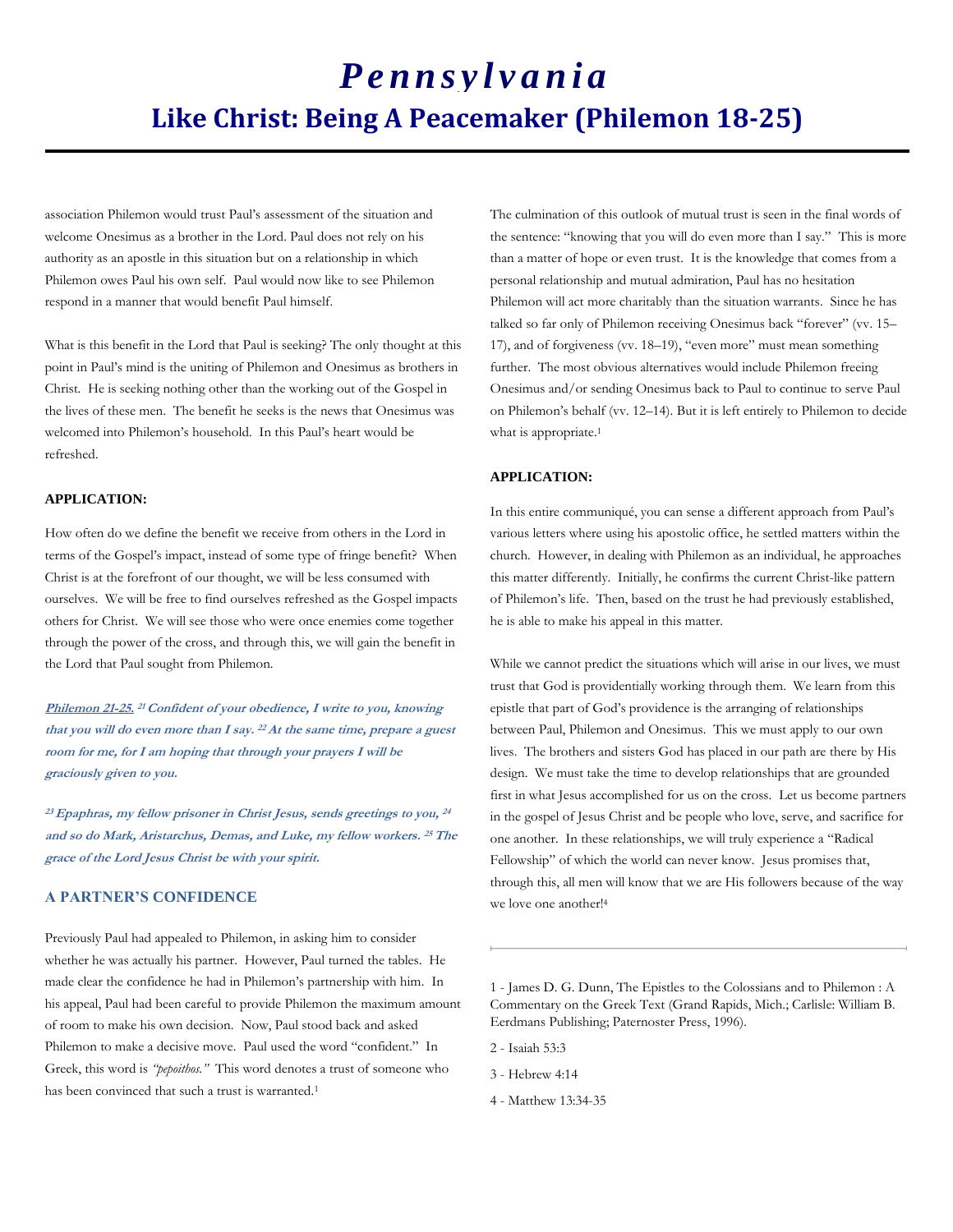# *Pennsylvania*

## Like Christ: Being A Peacemaker (Philemon 18-25)

association Philemon would trust Paul's assessment of the situation and welcome Onesimus as a brother in the Lord. Paul does not rely on his authority as an apostle in this situation but on a relationship in which Philemon owes Paul his own self. Paul would now like to see Philemon respond in a manner that would benefit Paul himself.

What is this benefit in the Lord that Paul is seeking? The only thought at this point in Paul's mind is the uniting of Philemon and Onesimus as brothers in Christ. He is seeking nothing other than the working out of the Gospel in the lives of these men. The benefit he seeks is the news that Onesimus was welcomed into Philemon's household. In this Paul's heart would be refreshed.

#### APPLICATION:

How often do we define the benefit we receive from others in the Lord in terms of the Gospel's impact, instead of some type of fringe benefit? When Christ is at the forefront of our thought, we will be less consumed with ourselves. We will be free to find ourselves refreshed as the Gospel impacts others for Christ. We will see those who were once enemies come together through the power of the cross, and through this, we will gain the benefit in the Lord that Paul sought from Philemon.

***Philemon 21-25.*** ***[21] Confident of your obedience, I write to you, knowing that you will do even more than I say. [22] At the same time, prepare a guest room for me, for I am hoping that through your prayers I will be graciously given to you.***

***[23] Epaphras, my fellow prisoner in Christ Jesus, sends greetings to you, [24] and so do Mark, Aristarchus, Demas, and Luke, my fellow workers. [25] The grace of the Lord Jesus Christ be with your spirit.***

### A PARTNER'S CONFIDENCE

Previously Paul had appealed to Philemon, in asking him to consider whether he was actually his partner. However, Paul turned the tables. He made clear the confidence he had in Philemon's partnership with him. In his appeal, Paul had been careful to provide Philemon the maximum amount of room to make his own decision. Now, Paul stood back and asked Philemon to make a decisive move. Paul used the word "confident." In Greek, this word is *"pepoithos."* This word denotes a trust of someone who has been convinced that such a trust is warranted.[1]

The culmination of this outlook of mutual trust is seen in the final words of the sentence: "knowing that you will do even more than I say." This is more than a matter of hope or even trust. It is the knowledge that comes from a personal relationship and mutual admiration, Paul has no hesitation Philemon will act more charitably than the situation warrants. Since he has talked so far only of Philemon receiving Onesimus back "forever" (vv. 15–17), and of forgiveness (vv. 18–19), "even more" must mean something further. The most obvious alternatives would include Philemon freeing Onesimus and/or sending Onesimus back to Paul to continue to serve Paul on Philemon's behalf (vv. 12–14). But it is left entirely to Philemon to decide what is appropriate.[1]

#### APPLICATION:

In this entire communiqué, you can sense a different approach from Paul's various letters where using his apostolic office, he settled matters within the church. However, in dealing with Philemon as an individual, he approaches this matter differently. Initially, he confirms the current Christ-like pattern of Philemon's life. Then, based on the trust he had previously established, he is able to make his appeal in this matter.

While we cannot predict the situations which will arise in our lives, we must trust that God is providentially working through them. We learn from this epistle that part of God's providence is the arranging of relationships between Paul, Philemon and Onesimus. This we must apply to our own lives. The brothers and sisters God has placed in our path are there by His design. We must take the time to develop relationships that are grounded first in what Jesus accomplished for us on the cross. Let us become partners in the gospel of Jesus Christ and be people who love, serve, and sacrifice for one another. In these relationships, we will truly experience a "Radical Fellowship" of which the world can never know. Jesus promises that, through this, all men will know that we are His followers because of the way we love one another![4]

---

1 - James D. G. Dunn, The Epistles to the Colossians and to Philemon : A Commentary on the Greek Text (Grand Rapids, Mich.; Carlisle: William B. Eerdmans Publishing; Paternoster Press, 1996).

2 - Isaiah 53:3

3 - Hebrew 4:14

4 - Matthew 13:34-35